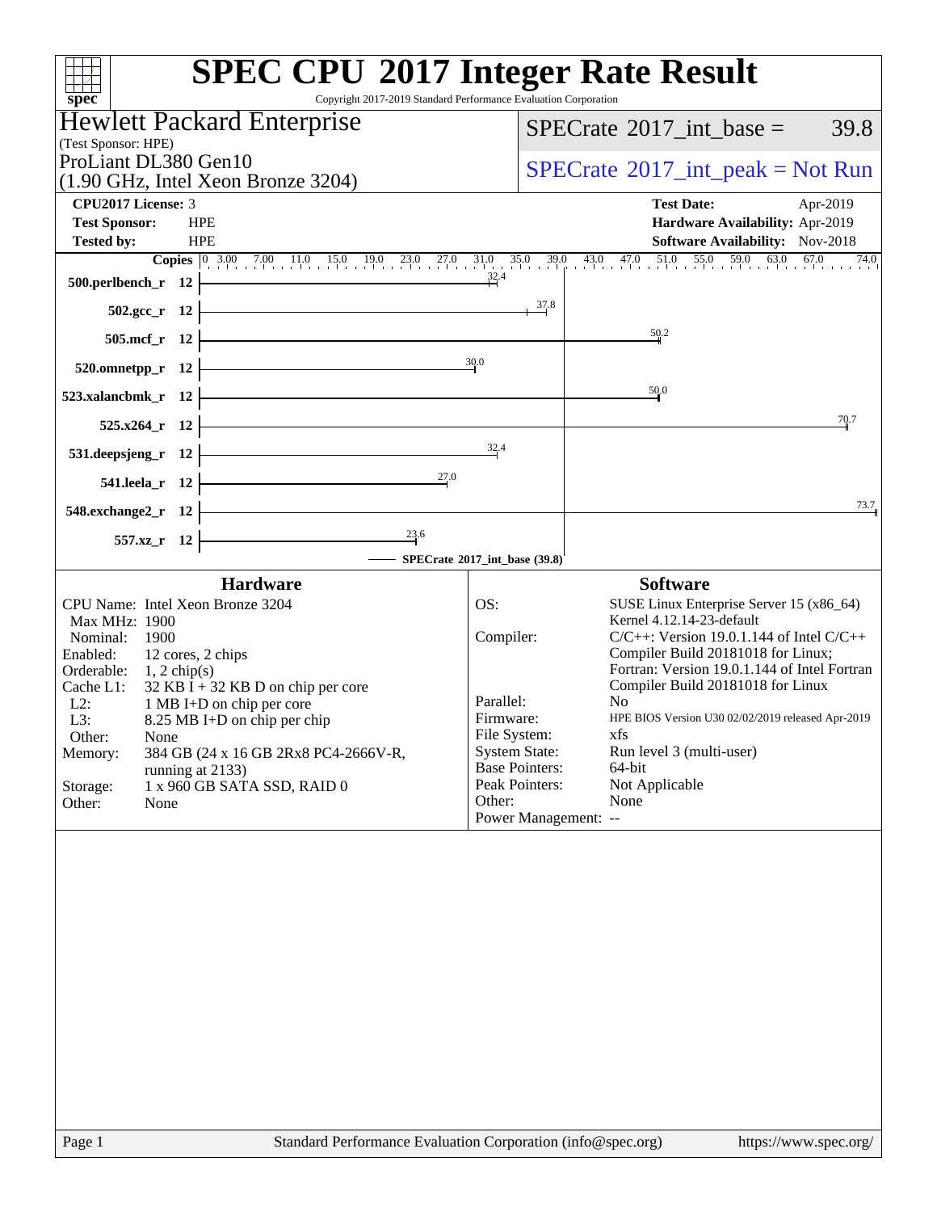# SPEC CPU 2017 Integer Rate Result

Copyright 2017-2019 Standard Performance Evaluation Corporation

## Hewlett Packard Enterprise

(Test Sponsor: HPE)

ProLiant DL380 Gen10
(1.90 GHz, Intel Xeon Bronze 3204)

SPECrate 2017_int_base = 39.8

SPECrate 2017_int_peak = Not Run

| | | | |
|---|---|---|---|
| **CPU2017 License:** | 3 | **Test Date:** | Apr-2019 |
| **Test Sponsor:** | HPE | **Hardware Availability:** | Apr-2019 |
| **Tested by:** | HPE | **Software Availability:** | Nov-2018 |

| Benchmark | Copies | Base |
|---|---|---|
| 500.perlbench_r | 12 | 32.4 |
| 502.gcc_r | 12 | 37.8 |
| 505.mcf_r | 12 | 50.2 |
| 520.omnetpp_r | 12 | 30.0 |
| 523.xalancbmk_r | 12 | 50.0 |
| 525.x264_r | 12 | 70.7 |
| 531.deepsjeng_r | 12 | 32.4 |
| 541.leela_r | 12 | 27.0 |
| 548.exchange2_r | 12 | 73.7 |
| 557.xz_r | 12 | 23.6 |

SPECrate 2017_int_base (39.8)

## Hardware

| | |
|---|---|
| CPU Name: | Intel Xeon Bronze 3204 |
| Max MHz: | 1900 |
| Nominal: | 1900 |
| Enabled: | 12 cores, 2 chips |
| Orderable: | 1, 2 chip(s) |
| Cache L1: | 32 KB I + 32 KB D on chip per core |
| L2: | 1 MB I+D on chip per core |
| L3: | 8.25 MB I+D on chip per chip |
| Other: | None |
| Memory: | 384 GB (24 x 16 GB 2Rx8 PC4-2666V-R, running at 2133) |
| Storage: | 1 x 960 GB SATA SSD, RAID 0 |
| Other: | None |

## Software

| | |
|---|---|
| OS: | SUSE Linux Enterprise Server 15 (x86_64) Kernel 4.12.14-23-default |
| Compiler: | C/C++: Version 19.0.1.144 of Intel C/C++ Compiler Build 20181018 for Linux; Fortran: Version 19.0.1.144 of Intel Fortran Compiler Build 20181018 for Linux |
| Parallel: | No |
| Firmware: | HPE BIOS Version U30 02/02/2019 released Apr-2019 |
| File System: | xfs |
| System State: | Run level 3 (multi-user) |
| Base Pointers: | 64-bit |
| Peak Pointers: | Not Applicable |
| Other: | None |
| Power Management: | -- |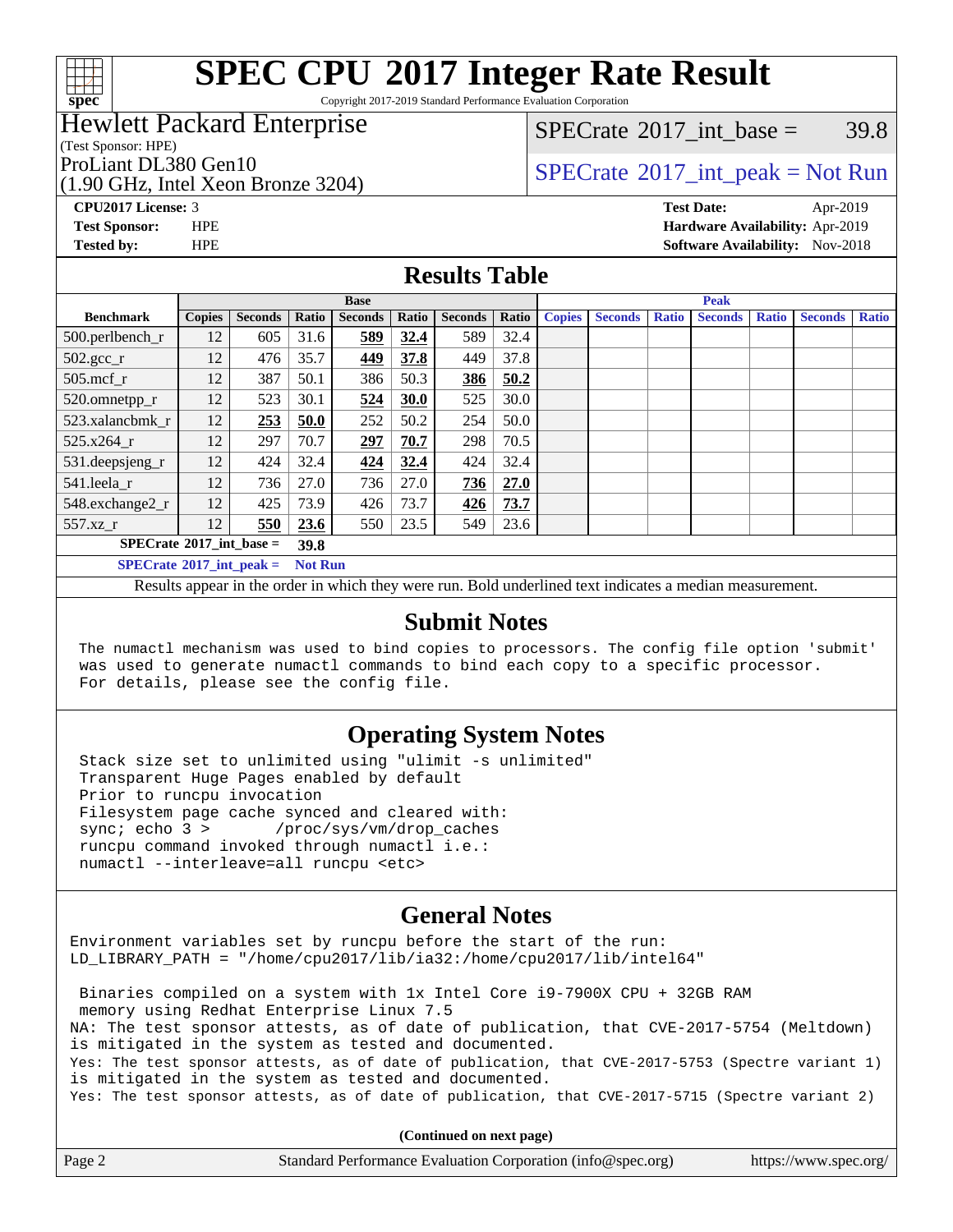# SPEC CPU 2017 Integer Rate Result

Copyright 2017-2019 Standard Performance Evaluation Corporation

**Hewlett Packard Enterprise**
(Test Sponsor: HPE)
ProLiant DL380 Gen10
(1.90 GHz, Intel Xeon Bronze 3204)

SPECrate 2017_int_base = 39.8

SPECrate 2017_int_peak = Not Run

**CPU2017 License:** 3
**Test Sponsor:** HPE
**Tested by:** HPE

**Test Date:** Apr-2019
**Hardware Availability:** Apr-2019
**Software Availability:** Nov-2018

## Results Table

| Benchmark | Base | | | | | | | Peak | | | | | | |
|---|---|---|---|---|---|---|---|---|---|---|---|---|---|---|
| | Copies | Seconds | Ratio | Seconds | Ratio | Seconds | Ratio | Copies | Seconds | Ratio | Seconds | Ratio | Seconds | Ratio |
| 500.perlbench_r | 12 | 605 | 31.6 | **589** | **32.4** | 589 | 32.4 | | | | | | | |
| 502.gcc_r | 12 | 476 | 35.7 | **449** | **37.8** | 449 | 37.8 | | | | | | | |
| 505.mcf_r | 12 | 387 | 50.1 | 386 | 50.3 | **386** | **50.2** | | | | | | | |
| 520.omnetpp_r | 12 | 523 | 30.1 | **524** | **30.0** | 525 | 30.0 | | | | | | | |
| 523.xalancbmk_r | 12 | **253** | **50.0** | 252 | 50.2 | 254 | 50.0 | | | | | | | |
| 525.x264_r | 12 | 297 | 70.7 | **297** | **70.7** | 298 | 70.5 | | | | | | | |
| 531.deepsjeng_r | 12 | 424 | 32.4 | **424** | **32.4** | 424 | 32.4 | | | | | | | |
| 541.leela_r | 12 | 736 | 27.0 | 736 | 27.0 | **736** | **27.0** | | | | | | | |
| 548.exchange2_r | 12 | 425 | 73.9 | 426 | 73.7 | **426** | **73.7** | | | | | | | |
| 557.xz_r | 12 | **550** | **23.6** | 550 | 23.5 | 549 | 23.6 | | | | | | | |

**SPECrate 2017_int_base = 39.8**

**SPECrate 2017_int_peak = Not Run**

Results appear in the order in which they were run. Bold underlined text indicates a median measurement.

## Submit Notes

```
The numactl mechanism was used to bind copies to processors. The config file option 'submit'
was used to generate numactl commands to bind each copy to a specific processor.
For details, please see the config file.
```

## Operating System Notes

```
Stack size set to unlimited using "ulimit -s unlimited"
Transparent Huge Pages enabled by default
Prior to runcpu invocation
Filesystem page cache synced and cleared with:
sync; echo 3 >       /proc/sys/vm/drop_caches
runcpu command invoked through numactl i.e.:
numactl --interleave=all runcpu <etc>
```

## General Notes

```
Environment variables set by runcpu before the start of the run:
LD_LIBRARY_PATH = "/home/cpu2017/lib/ia32:/home/cpu2017/lib/intel64"

 Binaries compiled on a system with 1x Intel Core i9-7900X CPU + 32GB RAM
 memory using Redhat Enterprise Linux 7.5
NA: The test sponsor attests, as of date of publication, that CVE-2017-5754 (Meltdown)
is mitigated in the system as tested and documented.
Yes: The test sponsor attests, as of date of publication, that CVE-2017-5753 (Spectre variant 1)
is mitigated in the system as tested and documented.
Yes: The test sponsor attests, as of date of publication, that CVE-2017-5715 (Spectre variant 2)
```

**(Continued on next page)**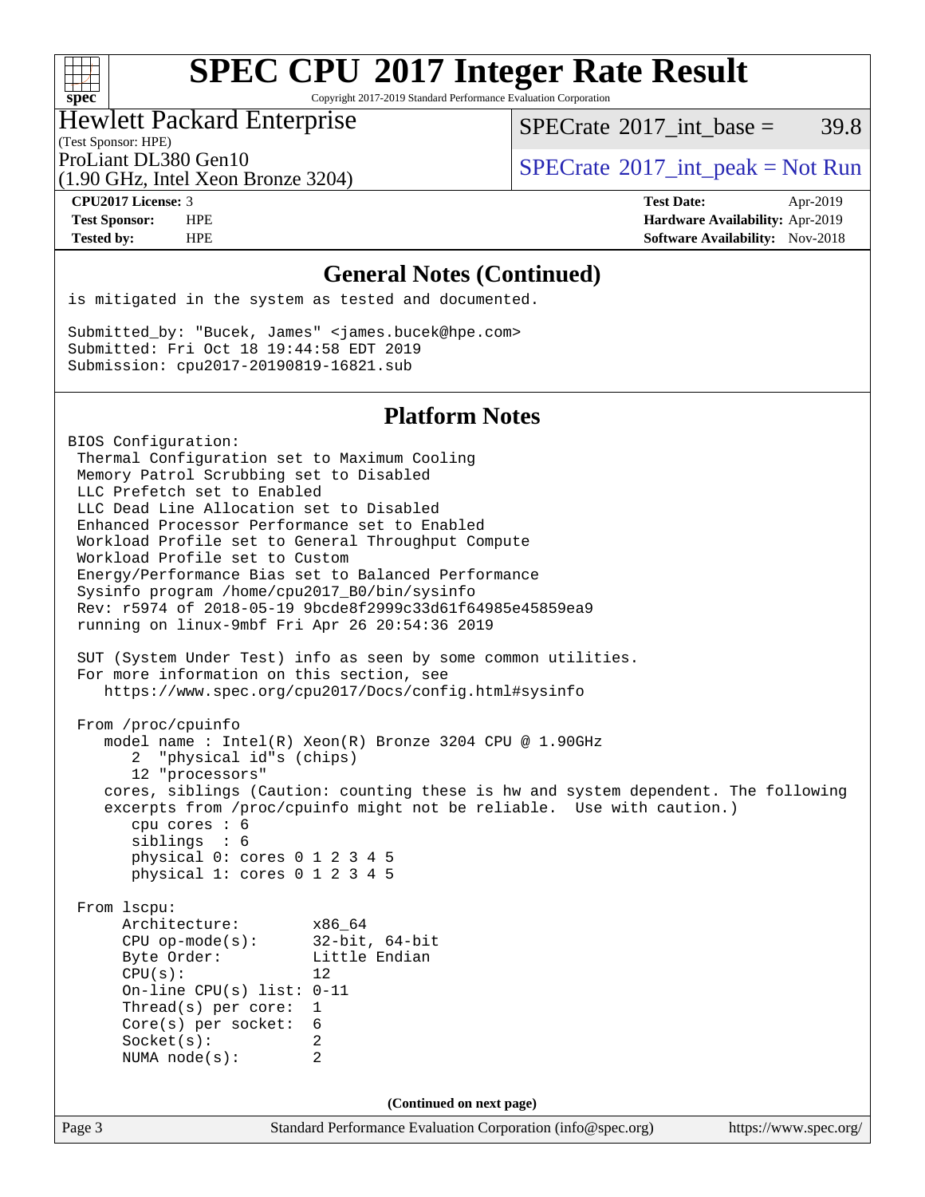# SPEC CPU 2017 Integer Rate Result

Copyright 2017-2019 Standard Performance Evaluation Corporation

**Hewlett Packard Enterprise**
(Test Sponsor: HPE)
ProLiant DL380 Gen10
(1.90 GHz, Intel Xeon Bronze 3204)

SPECrate 2017_int_base = 39.8

SPECrate 2017_int_peak = Not Run

| | | | |
|---|---|---|---|
| **CPU2017 License:** | 3 | **Test Date:** | Apr-2019 |
| **Test Sponsor:** | HPE | **Hardware Availability:** | Apr-2019 |
| **Tested by:** | HPE | **Software Availability:** | Nov-2018 |

## General Notes (Continued)

```
is mitigated in the system as tested and documented.

Submitted_by: "Bucek, James" <james.bucek@hpe.com>
Submitted: Fri Oct 18 19:44:58 EDT 2019
Submission: cpu2017-20190819-16821.sub
```

## Platform Notes

```
BIOS Configuration:
 Thermal Configuration set to Maximum Cooling
 Memory Patrol Scrubbing set to Disabled
 LLC Prefetch set to Enabled
 LLC Dead Line Allocation set to Disabled
 Enhanced Processor Performance set to Enabled
 Workload Profile set to General Throughput Compute
 Workload Profile set to Custom
 Energy/Performance Bias set to Balanced Performance
 Sysinfo program /home/cpu2017_B0/bin/sysinfo
 Rev: r5974 of 2018-05-19 9bcde8f2999c33d61f64985e45859ea9
 running on linux-9mbf Fri Apr 26 20:54:36 2019

 SUT (System Under Test) info as seen by some common utilities.
 For more information on this section, see
    https://www.spec.org/cpu2017/Docs/config.html#sysinfo

 From /proc/cpuinfo
    model name : Intel(R) Xeon(R) Bronze 3204 CPU @ 1.90GHz
       2  "physical id"s (chips)
       12 "processors"
    cores, siblings (Caution: counting these is hw and system dependent. The following
    excerpts from /proc/cpuinfo might not be reliable.  Use with caution.)
       cpu cores : 6
       siblings  : 6
       physical 0: cores 0 1 2 3 4 5
       physical 1: cores 0 1 2 3 4 5

 From lscpu:
      Architecture:        x86_64
      CPU op-mode(s):      32-bit, 64-bit
      Byte Order:          Little Endian
      CPU(s):              12
      On-line CPU(s) list: 0-11
      Thread(s) per core:  1
      Core(s) per socket:  6
      Socket(s):           2
      NUMA node(s):        2
```

(Continued on next page)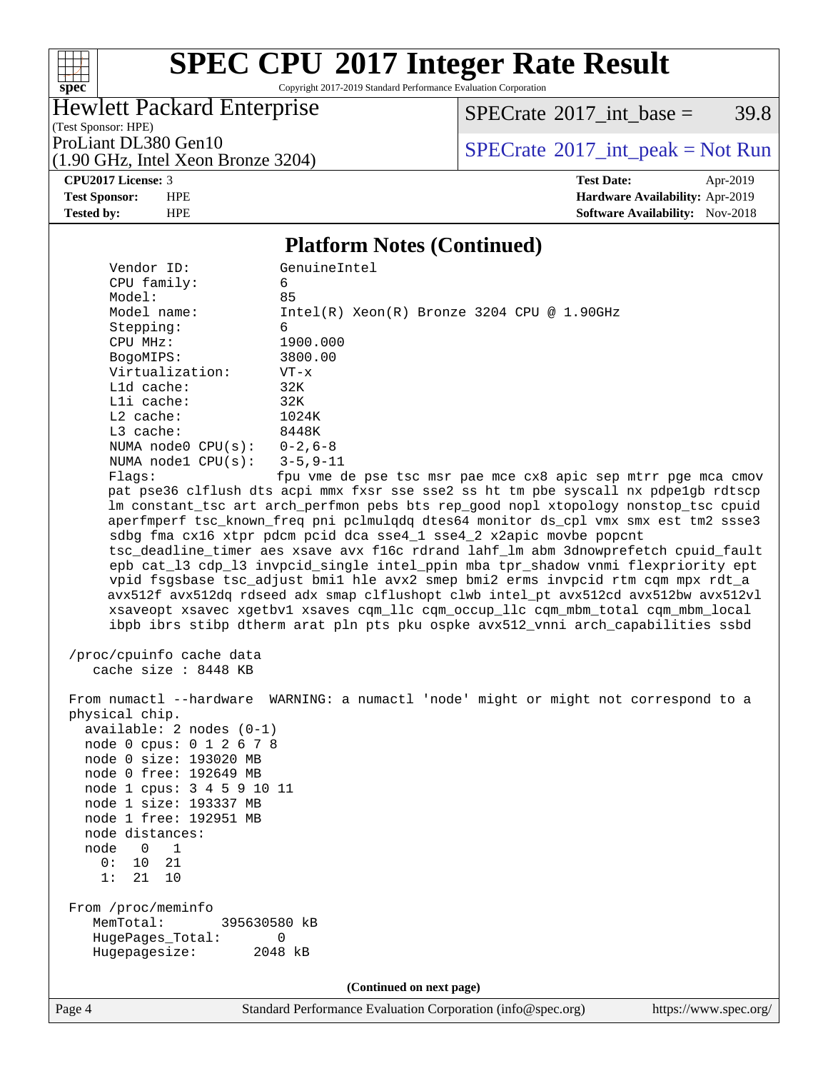# SPEC CPU 2017 Integer Rate Result

Copyright 2017-2019 Standard Performance Evaluation Corporation

Hewlett Packard Enterprise
(Test Sponsor: HPE)
ProLiant DL380 Gen10
(1.90 GHz, Intel Xeon Bronze 3204)

SPECrate 2017_int_base = 39.8

SPECrate 2017_int_peak = Not Run

**CPU2017 License:** 3
**Test Sponsor:** HPE
**Tested by:** HPE

**Test Date:** Apr-2019
**Hardware Availability:** Apr-2019
**Software Availability:** Nov-2018

## Platform Notes (Continued)

```
     Vendor ID:              GenuineIntel
     CPU family:             6
     Model:                  85
     Model name:             Intel(R) Xeon(R) Bronze 3204 CPU @ 1.90GHz
     Stepping:               6
     CPU MHz:                1900.000
     BogoMIPS:               3800.00
     Virtualization:         VT-x
     L1d cache:              32K
     L1i cache:              32K
     L2 cache:               1024K
     L3 cache:               8448K
     NUMA node0 CPU(s):      0-2,6-8
     NUMA node1 CPU(s):      3-5,9-11
     Flags:                  fpu vme de pse tsc msr pae mce cx8 apic sep mtrr pge mca cmov
     pat pse36 clflush dts acpi mmx fxsr sse sse2 ss ht tm pbe syscall nx pdpe1gb rdtscp
     lm constant_tsc art arch_perfmon pebs bts rep_good nopl xtopology nonstop_tsc cpuid
     aperfmperf tsc_known_freq pni pclmulqdq dtes64 monitor ds_cpl vmx smx est tm2 ssse3
     sdbg fma cx16 xtpr pdcm pcid dca sse4_1 sse4_2 x2apic movbe popcnt
     tsc_deadline_timer aes xsave avx f16c rdrand lahf_lm abm 3dnowprefetch cpuid_fault
     epb cat_l3 cdp_l3 invpcid_single intel_ppin mba tpr_shadow vnmi flexpriority ept
     vpid fsgsbase tsc_adjust bmi1 hle avx2 smep bmi2 erms invpcid rtm cqm mpx rdt_a
     avx512f avx512dq rdseed adx smap clflushopt clwb intel_pt avx512cd avx512bw avx512vl
     xsaveopt xsavec xgetbv1 xsaves cqm_llc cqm_occup_llc cqm_mbm_total cqm_mbm_local
     ibpb ibrs stibp dtherm arat pln pts pku ospke avx512_vnni arch_capabilities ssbd

 /proc/cpuinfo cache data
    cache size : 8448 KB

 From numactl --hardware  WARNING: a numactl 'node' might or might not correspond to a
 physical chip.
   available: 2 nodes (0-1)
   node 0 cpus: 0 1 2 6 7 8
   node 0 size: 193020 MB
   node 0 free: 192649 MB
   node 1 cpus: 3 4 5 9 10 11
   node 1 size: 193337 MB
   node 1 free: 192951 MB
   node distances:
   node   0   1
     0:  10  21
     1:  21  10

 From /proc/meminfo
    MemTotal:       395630580 kB
    HugePages_Total:        0
    Hugepagesize:        2048 kB
```

(Continued on next page)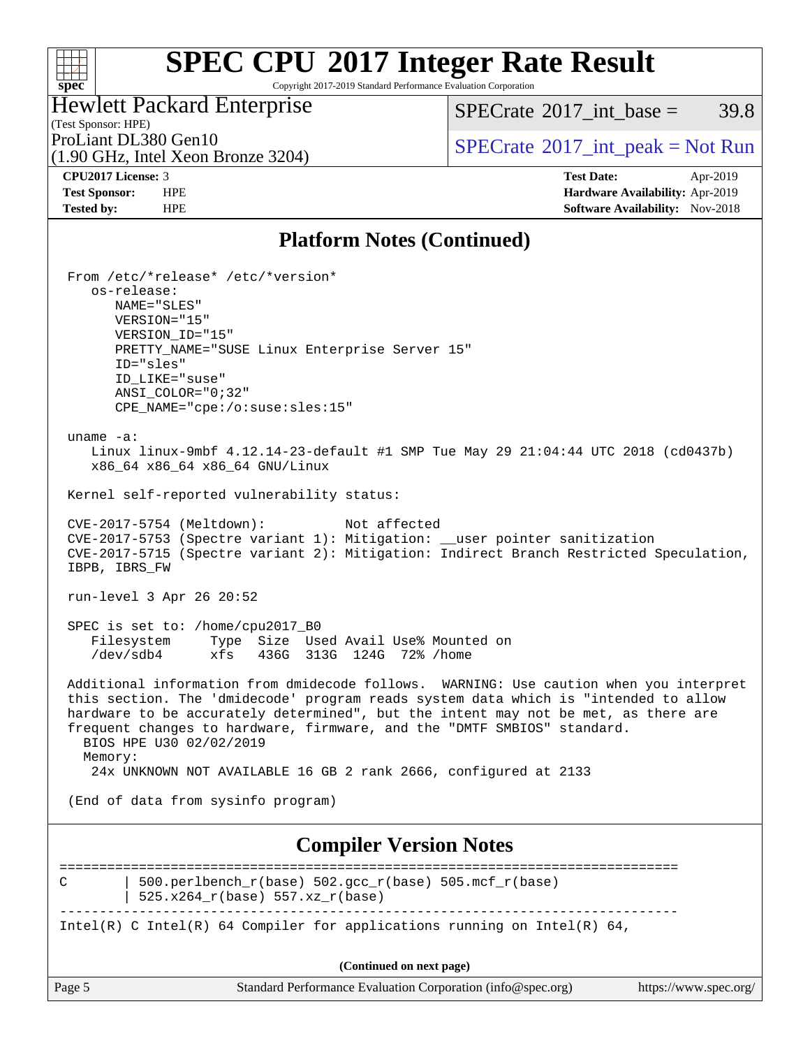## Platform Notes (Continued)

```
From /etc/*release* /etc/*version*
   os-release:
      NAME="SLES"
      VERSION="15"
      VERSION_ID="15"
      PRETTY_NAME="SUSE Linux Enterprise Server 15"
      ID="sles"
      ID_LIKE="suse"
      ANSI_COLOR="0;32"
      CPE_NAME="cpe:/o:suse:sles:15"

uname -a:
   Linux linux-9mbf 4.12.14-23-default #1 SMP Tue May 29 21:04:44 UTC 2018 (cd0437b)
   x86_64 x86_64 x86_64 GNU/Linux

Kernel self-reported vulnerability status:

CVE-2017-5754 (Meltdown):          Not affected
CVE-2017-5753 (Spectre variant 1): Mitigation: __user pointer sanitization
CVE-2017-5715 (Spectre variant 2): Mitigation: Indirect Branch Restricted Speculation,
IBPB, IBRS_FW

run-level 3 Apr 26 20:52

SPEC is set to: /home/cpu2017_B0
   Filesystem     Type  Size  Used Avail Use% Mounted on
   /dev/sdb4      xfs   436G  313G  124G  72% /home

Additional information from dmidecode follows.  WARNING: Use caution when you interpret
this section. The 'dmidecode' program reads system data which is "intended to allow
hardware to be accurately determined", but the intent may not be met, as there are
frequent changes to hardware, firmware, and the "DMTF SMBIOS" standard.
  BIOS HPE U30 02/02/2019
  Memory:
    24x UNKNOWN NOT AVAILABLE 16 GB 2 rank 2666, configured at 2133

(End of data from sysinfo program)
```

## Compiler Version Notes

```
==============================================================================
C       | 500.perlbench_r(base) 502.gcc_r(base) 505.mcf_r(base)
        | 525.x264_r(base) 557.xz_r(base)
------------------------------------------------------------------------------
Intel(R) C Intel(R) 64 Compiler for applications running on Intel(R) 64,
```

(Continued on next page)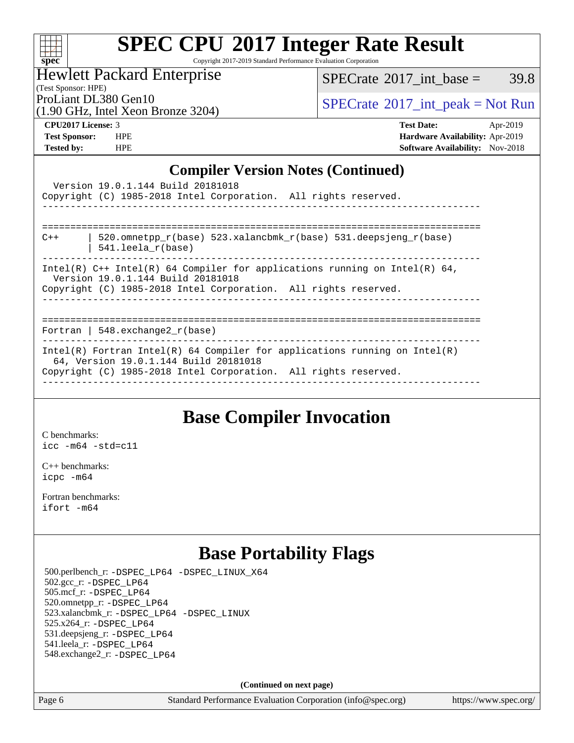## Compiler Version Notes (Continued)

```
  Version 19.0.1.144 Build 20181018
Copyright (C) 1985-2018 Intel Corporation.  All rights reserved.
------------------------------------------------------------------------------

==============================================================================
C++       | 520.omnetpp_r(base) 523.xalancbmk_r(base) 531.deepsjeng_r(base)
          | 541.leela_r(base)
------------------------------------------------------------------------------
Intel(R) C++ Intel(R) 64 Compiler for applications running on Intel(R) 64,
  Version 19.0.1.144 Build 20181018
Copyright (C) 1985-2018 Intel Corporation.  All rights reserved.
------------------------------------------------------------------------------

==============================================================================
Fortran | 548.exchange2_r(base)
------------------------------------------------------------------------------
Intel(R) Fortran Intel(R) 64 Compiler for applications running on Intel(R)
  64, Version 19.0.1.144 Build 20181018
Copyright (C) 1985-2018 Intel Corporation.  All rights reserved.
------------------------------------------------------------------------------
```

## Base Compiler Invocation

C benchmarks:
`icc -m64 -std=c11`

C++ benchmarks:
`icpc -m64`

Fortran benchmarks:
`ifort -m64`

## Base Portability Flags

500.perlbench_r: `-DSPEC_LP64 -DSPEC_LINUX_X64`
502.gcc_r: `-DSPEC_LP64`
505.mcf_r: `-DSPEC_LP64`
520.omnetpp_r: `-DSPEC_LP64`
523.xalancbmk_r: `-DSPEC_LP64 -DSPEC_LINUX`
525.x264_r: `-DSPEC_LP64`
531.deepsjeng_r: `-DSPEC_LP64`
541.leela_r: `-DSPEC_LP64`
548.exchange2_r: `-DSPEC_LP64`

**(Continued on next page)**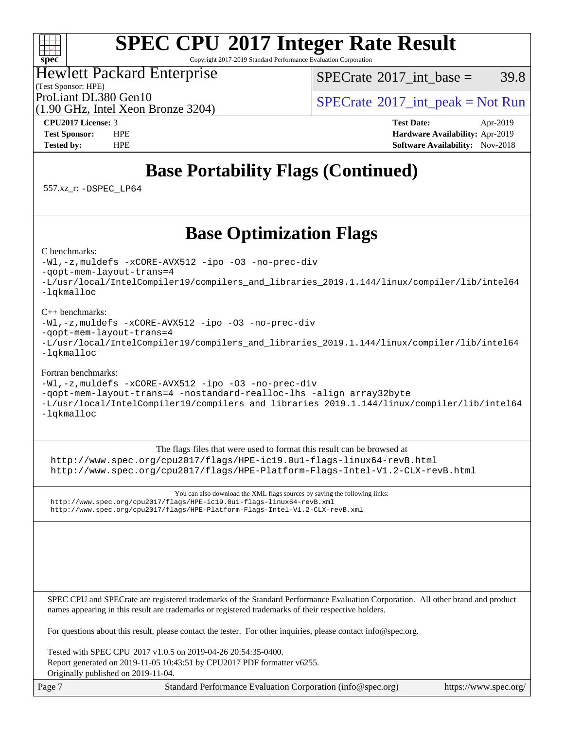# SPEC CPU 2017 Integer Rate Result

Copyright 2017-2019 Standard Performance Evaluation Corporation

**Hewlett Packard Enterprise**
(Test Sponsor: HPE)
ProLiant DL380 Gen10
(1.90 GHz, Intel Xeon Bronze 3204)

SPECrate 2017_int_base = 39.8

SPECrate 2017_int_peak = Not Run

| | | | |
|---|---|---|---|
| **CPU2017 License:** | 3 | **Test Date:** | Apr-2019 |
| **Test Sponsor:** | HPE | **Hardware Availability:** | Apr-2019 |
| **Tested by:** | HPE | **Software Availability:** | Nov-2018 |

## Base Portability Flags (Continued)

557.xz_r: `-DSPEC_LP64`

## Base Optimization Flags

C benchmarks:

```
-Wl,-z,muldefs -xCORE-AVX512 -ipo -O3 -no-prec-div
-qopt-mem-layout-trans=4
-L/usr/local/IntelCompiler19/compilers_and_libraries_2019.1.144/linux/compiler/lib/intel64
-lqkmalloc
```

C++ benchmarks:

```
-Wl,-z,muldefs -xCORE-AVX512 -ipo -O3 -no-prec-div
-qopt-mem-layout-trans=4
-L/usr/local/IntelCompiler19/compilers_and_libraries_2019.1.144/linux/compiler/lib/intel64
-lqkmalloc
```

Fortran benchmarks:

```
-Wl,-z,muldefs -xCORE-AVX512 -ipo -O3 -no-prec-div
-qopt-mem-layout-trans=4 -nostandard-realloc-lhs -align array32byte
-L/usr/local/IntelCompiler19/compilers_and_libraries_2019.1.144/linux/compiler/lib/intel64
-lqkmalloc
```

The flags files that were used to format this result can be browsed at
http://www.spec.org/cpu2017/flags/HPE-ic19.0u1-flags-linux64-revB.html
http://www.spec.org/cpu2017/flags/HPE-Platform-Flags-Intel-V1.2-CLX-revB.html

You can also download the XML flags sources by saving the following links:
http://www.spec.org/cpu2017/flags/HPE-ic19.0u1-flags-linux64-revB.xml
http://www.spec.org/cpu2017/flags/HPE-Platform-Flags-Intel-V1.2-CLX-revB.xml

SPEC CPU and SPECrate are registered trademarks of the Standard Performance Evaluation Corporation. All other brand and product names appearing in this result are trademarks or registered trademarks of their respective holders.

For questions about this result, please contact the tester. For other inquiries, please contact info@spec.org.

Tested with SPEC CPU 2017 v1.0.5 on 2019-04-26 20:54:35-0400.
Report generated on 2019-11-05 10:43:51 by CPU2017 PDF formatter v6255.
Originally published on 2019-11-04.